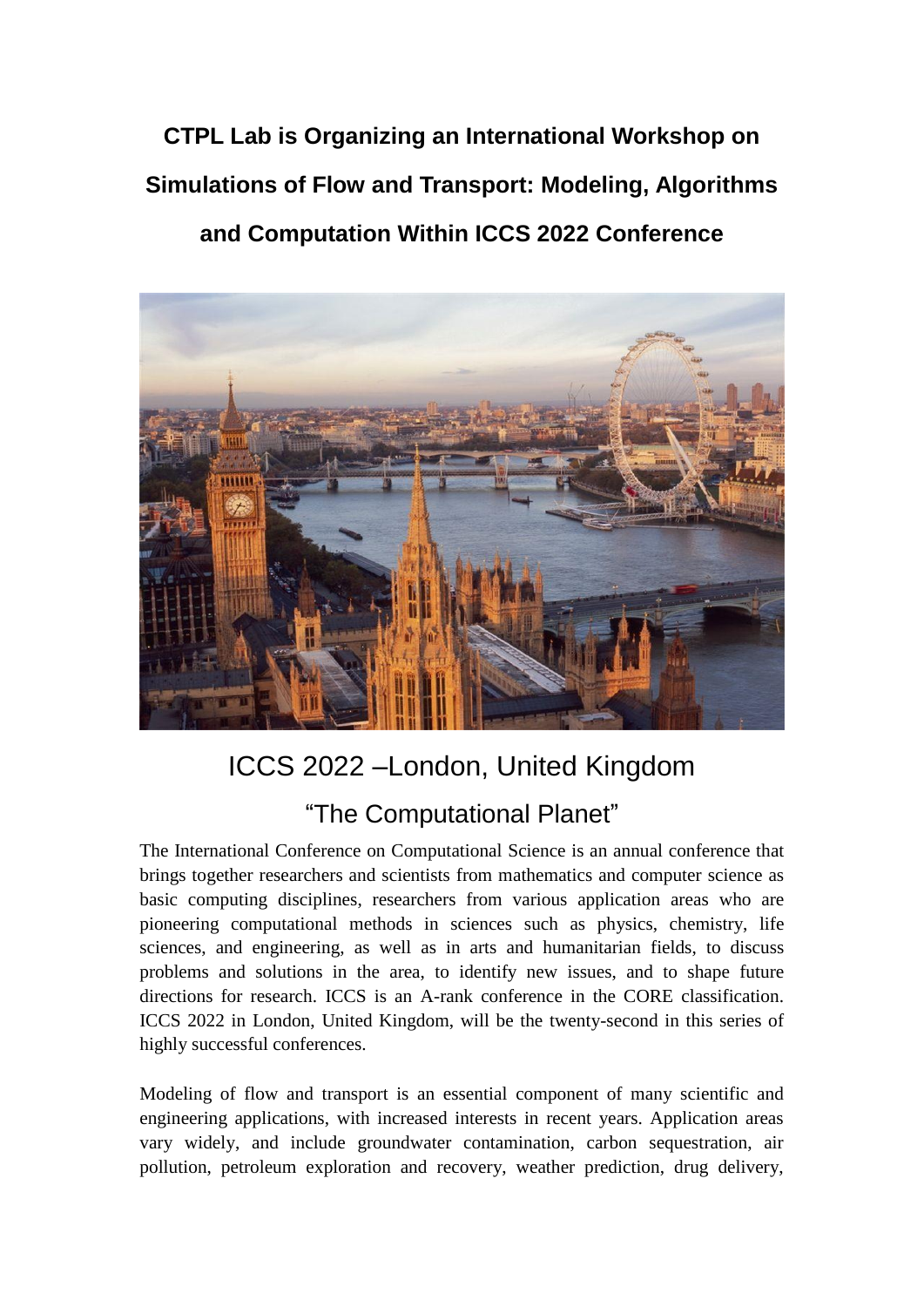# CTPL Lab is Organizing an International Workshop on Simulations of Flow and Transport: Modeling, Algorithms and Computation Within ICCS 2022 Conference

## ICCS 2022 –London, United Kingdom

## “The Computational Planet”

The International Conference on Computational Science is an annual conference that brings together researchers and scientists from mathematics and computer science as basic computing disciplines, researchers from various application areas who are pioneering computational methods in sciences such as physics, chemistry, life sciences, and engineering, as well as in arts and humanitarian fields, to discuss problems and solutions in the area, to identify new issues, and to shape future directions for research. ICCS is an A-rank conference in the CORE classification. ICCS 2022 in London, United Kingdom, will be the twenty-second in this series of highly successful conferences.

Modeling of flow and transport is an essential component of many scientific and engineering applications, with increased interests in recent years. Application areas vary widely, and include groundwater contamination, carbon sequestration, air pollution, petroleum exploration and recovery, weather prediction, drug delivery,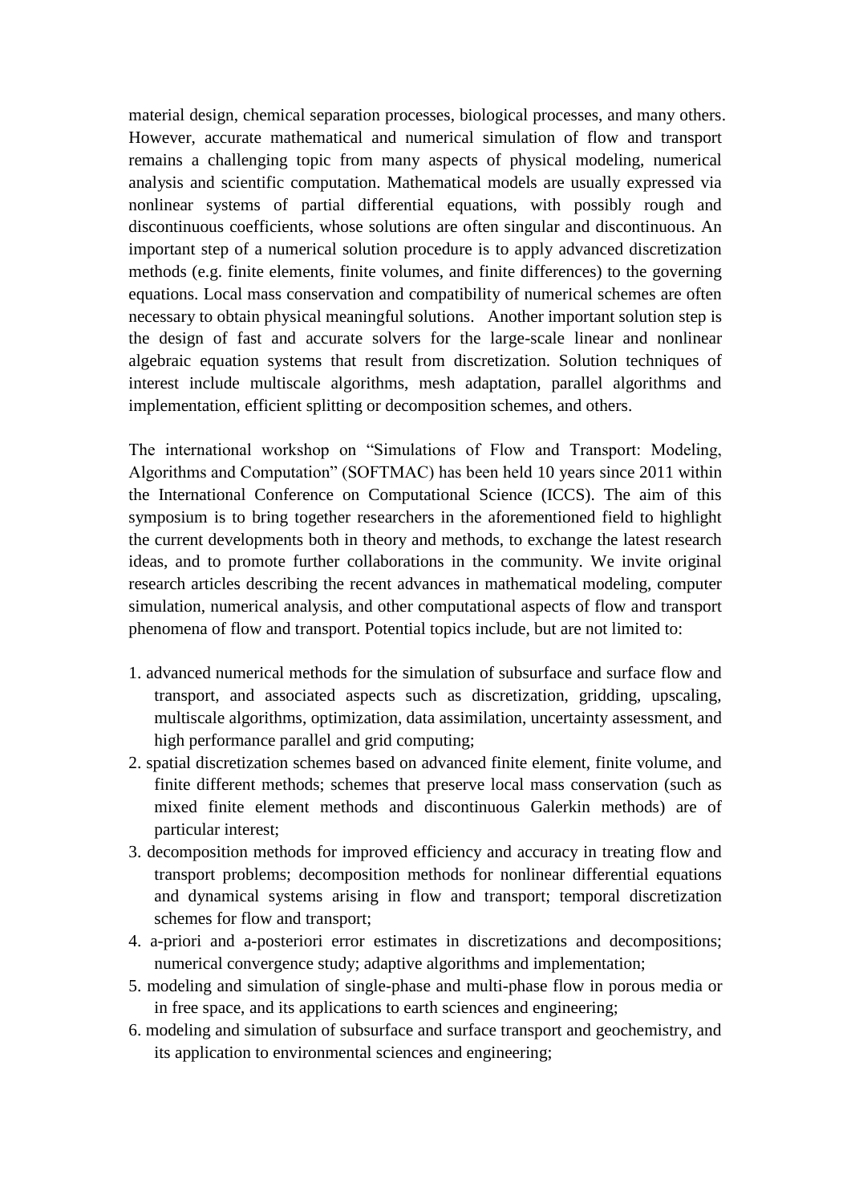material design, chemical separation processes, biological processes, and many others. However, accurate mathematical and numerical simulation of flow and transport remains a challenging topic from many aspects of physical modeling, numerical analysis and scientific computation. Mathematical models are usually expressed via nonlinear systems of partial differential equations, with possibly rough and discontinuous coefficients, whose solutions are often singular and discontinuous. An important step of a numerical solution procedure is to apply advanced discretization methods (e.g. finite elements, finite volumes, and finite differences) to the governing equations. Local mass conservation and compatibility of numerical schemes are often necessary to obtain physical meaningful solutions. Another important solution step is the design of fast and accurate solvers for the large-scale linear and nonlinear algebraic equation systems that result from discretization. Solution techniques of interest include multiscale algorithms, mesh adaptation, parallel algorithms and implementation, efficient splitting or decomposition schemes, and others.

The international workshop on "Simulations of Flow and Transport: Modeling, Algorithms and Computation" (SOFTMAC) has been held 10 years since 2011 within the International Conference on Computational Science (ICCS). The aim of this symposium is to bring together researchers in the aforementioned field to highlight the current developments both in theory and methods, to exchange the latest research ideas, and to promote further collaborations in the community. We invite original research articles describing the recent advances in mathematical modeling, computer simulation, numerical analysis, and other computational aspects of flow and transport phenomena of flow and transport. Potential topics include, but are not limited to:

1. advanced numerical methods for the simulation of subsurface and surface flow and transport, and associated aspects such as discretization, gridding, upscaling, multiscale algorithms, optimization, data assimilation, uncertainty assessment, and high performance parallel and grid computing;
2. spatial discretization schemes based on advanced finite element, finite volume, and finite different methods; schemes that preserve local mass conservation (such as mixed finite element methods and discontinuous Galerkin methods) are of particular interest;
3. decomposition methods for improved efficiency and accuracy in treating flow and transport problems; decomposition methods for nonlinear differential equations and dynamical systems arising in flow and transport; temporal discretization schemes for flow and transport;
4. a-priori and a-posteriori error estimates in discretizations and decompositions; numerical convergence study; adaptive algorithms and implementation;
5. modeling and simulation of single-phase and multi-phase flow in porous media or in free space, and its applications to earth sciences and engineering;
6. modeling and simulation of subsurface and surface transport and geochemistry, and its application to environmental sciences and engineering;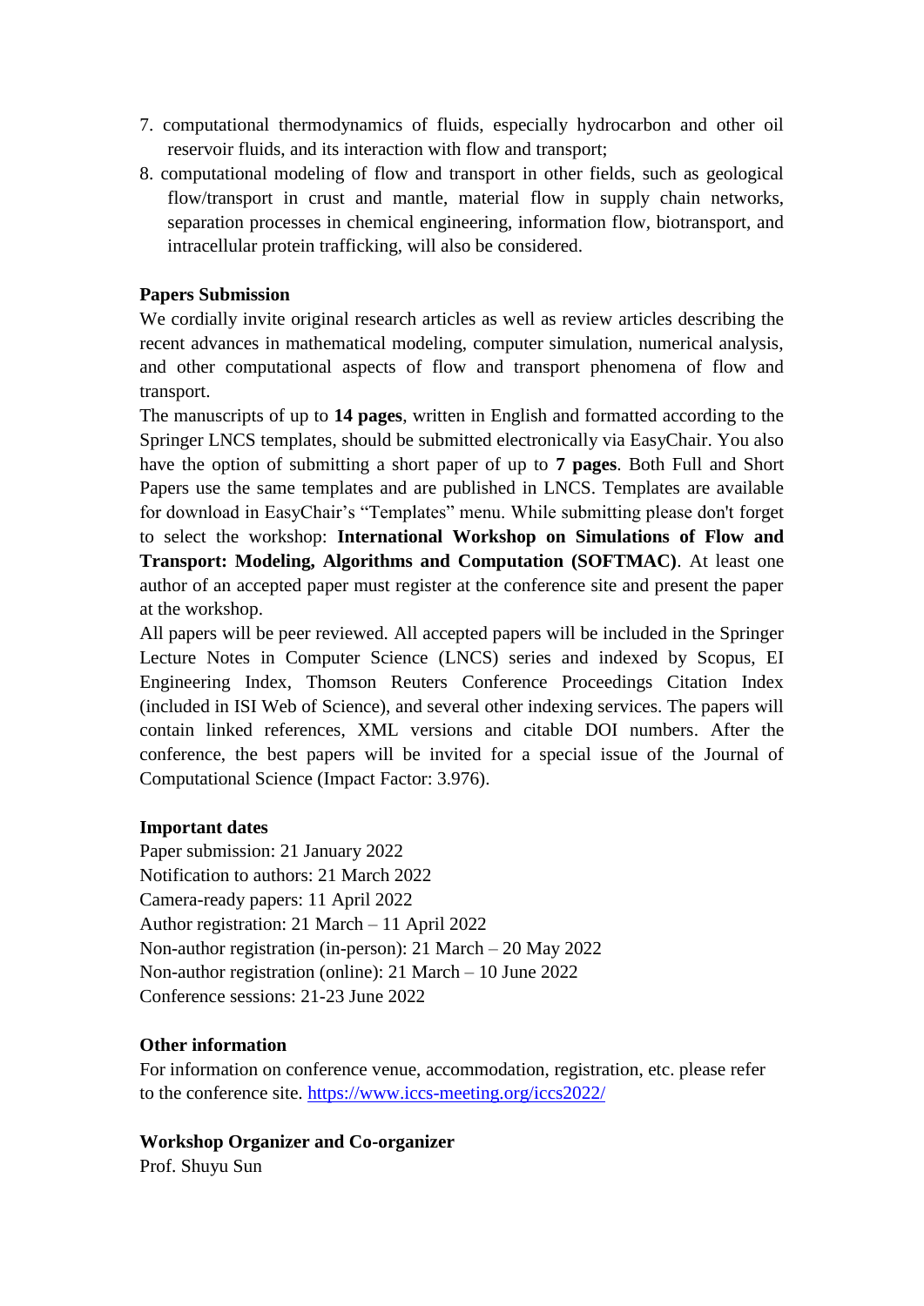7. computational thermodynamics of fluids, especially hydrocarbon and other oil reservoir fluids, and its interaction with flow and transport;
8. computational modeling of flow and transport in other fields, such as geological flow/transport in crust and mantle, material flow in supply chain networks, separation processes in chemical engineering, information flow, biotransport, and intracellular protein trafficking, will also be considered.

**Papers Submission**

We cordially invite original research articles as well as review articles describing the recent advances in mathematical modeling, computer simulation, numerical analysis, and other computational aspects of flow and transport phenomena of flow and transport.

The manuscripts of up to **14 pages**, written in English and formatted according to the Springer LNCS templates, should be submitted electronically via EasyChair. You also have the option of submitting a short paper of up to **7 pages**. Both Full and Short Papers use the same templates and are published in LNCS. Templates are available for download in EasyChair's "Templates" menu. While submitting please don't forget to select the workshop: **International Workshop on Simulations of Flow and Transport: Modeling, Algorithms and Computation (SOFTMAC)**. At least one author of an accepted paper must register at the conference site and present the paper at the workshop.

All papers will be peer reviewed. All accepted papers will be included in the Springer Lecture Notes in Computer Science (LNCS) series and indexed by Scopus, EI Engineering Index, Thomson Reuters Conference Proceedings Citation Index (included in ISI Web of Science), and several other indexing services. The papers will contain linked references, XML versions and citable DOI numbers. After the conference, the best papers will be invited for a special issue of the Journal of Computational Science (Impact Factor: 3.976).

**Important dates**

Paper submission: 21 January 2022
Notification to authors: 21 March 2022
Camera-ready papers: 11 April 2022
Author registration: 21 March – 11 April 2022
Non-author registration (in-person): 21 March – 20 May 2022
Non-author registration (online): 21 March – 10 June 2022
Conference sessions: 21-23 June 2022

**Other information**

For information on conference venue, accommodation, registration, etc. please refer to the conference site. https://www.iccs-meeting.org/iccs2022/

**Workshop Organizer and Co-organizer**

Prof. Shuyu Sun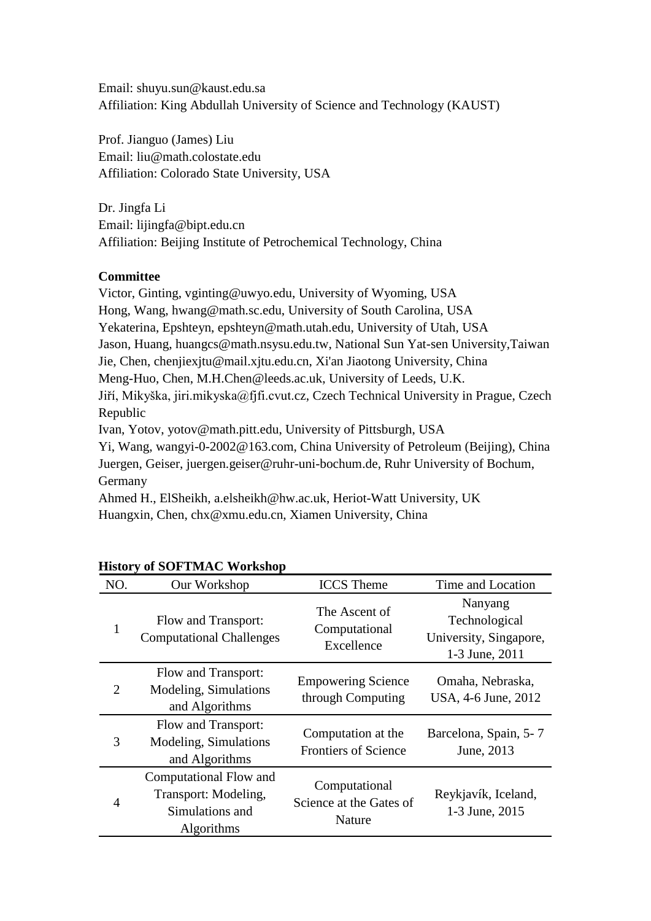Email: shuyu.sun@kaust.edu.sa
Affiliation: King Abdullah University of Science and Technology (KAUST)

Prof. Jianguo (James) Liu
Email: liu@math.colostate.edu
Affiliation: Colorado State University, USA

Dr. Jingfa Li
Email: lijingfa@bipt.edu.cn
Affiliation: Beijing Institute of Petrochemical Technology, China

**Committee**

Victor, Ginting, vginting@uwyo.edu, University of Wyoming, USA
Hong, Wang, hwang@math.sc.edu, University of South Carolina, USA
Yekaterina, Epshteyn, epshteyn@math.utah.edu, University of Utah, USA
Jason, Huang, huangcs@math.nsysu.edu.tw, National Sun Yat-sen University,Taiwan
Jie, Chen, chenjiexjtu@mail.xjtu.edu.cn, Xi'an Jiaotong University, China
Meng-Huo, Chen, M.H.Chen@leeds.ac.uk, University of Leeds, U.K.
Jiří, Mikyška, jiri.mikyska@fjfi.cvut.cz, Czech Technical University in Prague, Czech Republic
Ivan, Yotov, yotov@math.pitt.edu, University of Pittsburgh, USA
Yi, Wang, wangyi-0-2002@163.com, China University of Petroleum (Beijing), China
Juergen, Geiser, juergen.geiser@ruhr-uni-bochum.de, Ruhr University of Bochum, Germany
Ahmed H., ElSheikh, a.elsheikh@hw.ac.uk, Heriot-Watt University, UK
Huangxin, Chen, chx@xmu.edu.cn, Xiamen University, China

**History of SOFTMAC Workshop**

| NO. | Our Workshop | ICCS Theme | Time and Location |
|---|---|---|---|
| 1 | Flow and Transport: Computational Challenges | The Ascent of Computational Excellence | Nanyang Technological University, Singapore, 1-3 June, 2011 |
| 2 | Flow and Transport: Modeling, Simulations and Algorithms | Empowering Science through Computing | Omaha, Nebraska, USA, 4-6 June, 2012 |
| 3 | Flow and Transport: Modeling, Simulations and Algorithms | Computation at the Frontiers of Science | Barcelona, Spain, 5- 7 June, 2013 |
| 4 | Computational Flow and Transport: Modeling, Simulations and Algorithms | Computational Science at the Gates of Nature | Reykjavík, Iceland, 1-3 June, 2015 |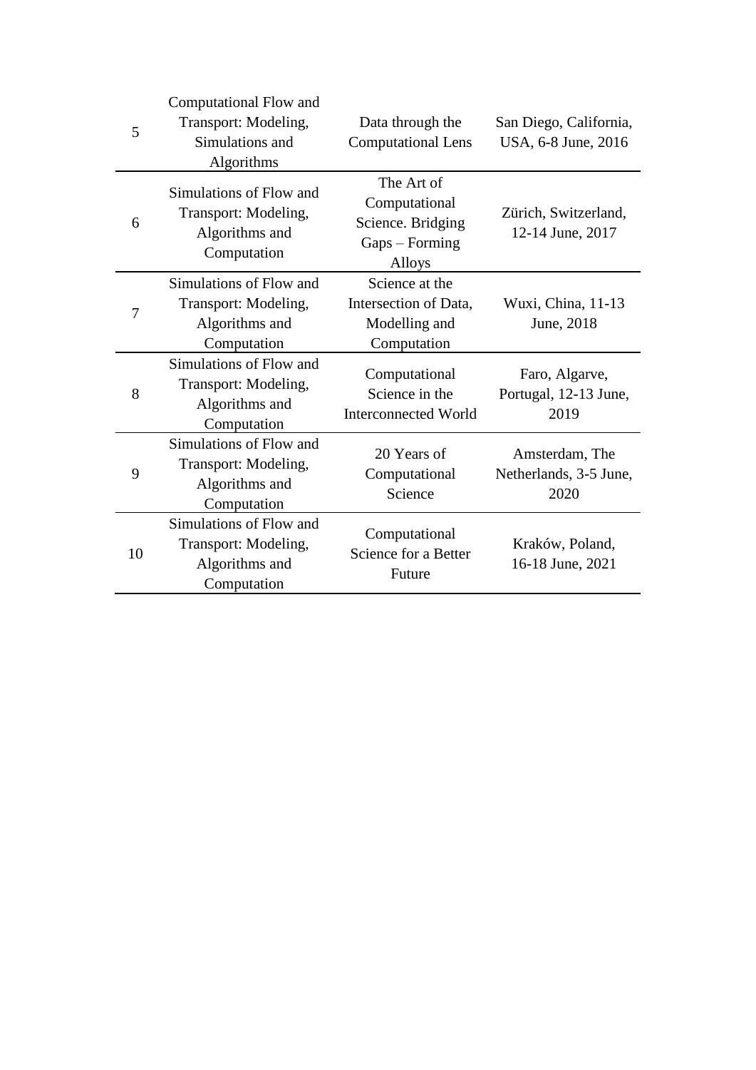| | | | |
|---|---|---|---|
| 5 | Computational Flow and Transport: Modeling, Simulations and Algorithms | Data through the Computational Lens | San Diego, California, USA, 6-8 June, 2016 |
| 6 | Simulations of Flow and Transport: Modeling, Algorithms and Computation | The Art of Computational Science. Bridging Gaps – Forming Alloys | Zürich, Switzerland, 12-14 June, 2017 |
| 7 | Simulations of Flow and Transport: Modeling, Algorithms and Computation | Science at the Intersection of Data, Modelling and Computation | Wuxi, China, 11-13 June, 2018 |
| 8 | Simulations of Flow and Transport: Modeling, Algorithms and Computation | Computational Science in the Interconnected World | Faro, Algarve, Portugal, 12-13 June, 2019 |
| 9 | Simulations of Flow and Transport: Modeling, Algorithms and Computation | 20 Years of Computational Science | Amsterdam, The Netherlands, 3-5 June, 2020 |
| 10 | Simulations of Flow and Transport: Modeling, Algorithms and Computation | Computational Science for a Better Future | Kraków, Poland, 16-18 June, 2021 |